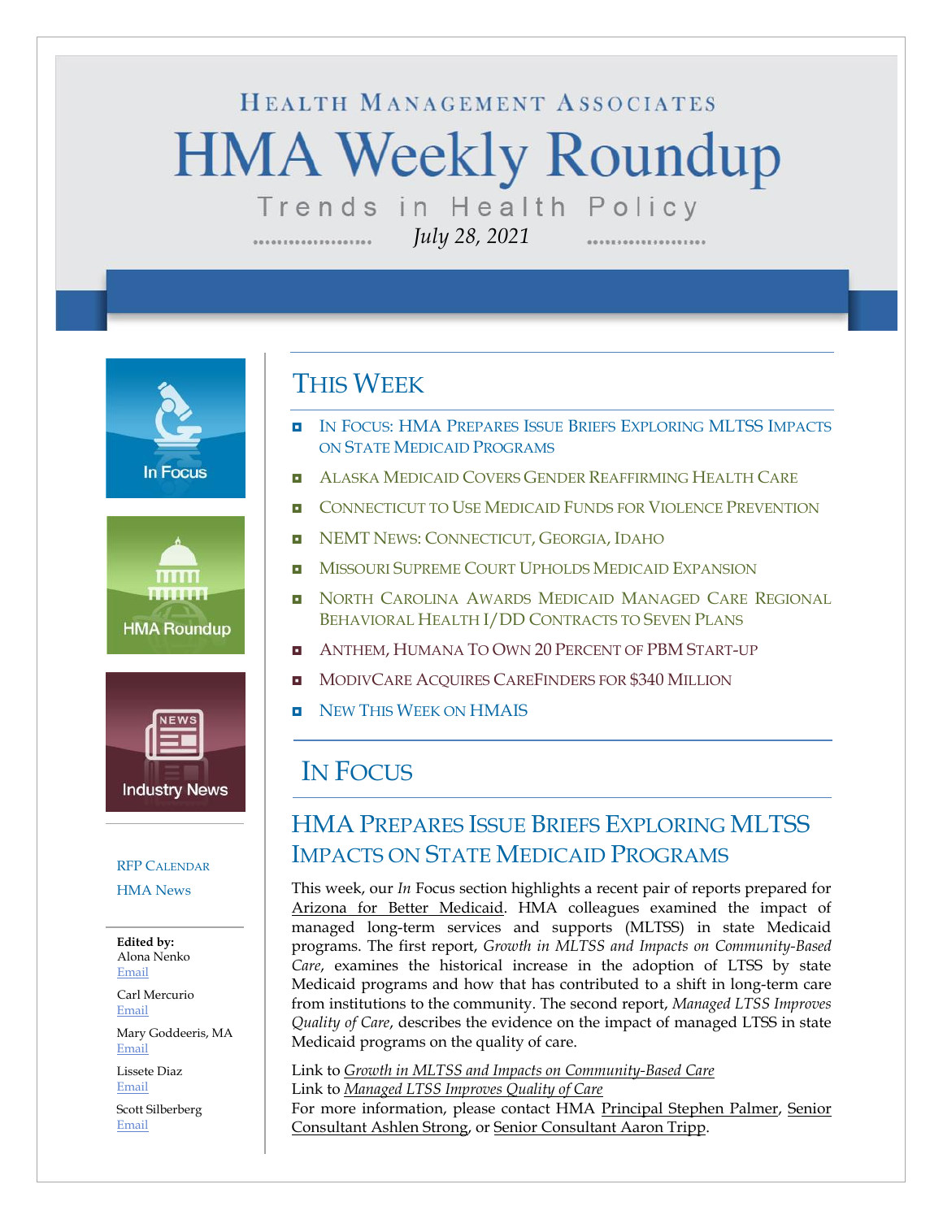# HEALTH MANAGEMENT ASSOCIATES

# HMA Weekly Roundup

Trends in Health Policy

*July 28, 2021*

In Focus

HMA Roundup

Industry News

RFP CALENDAR

HMA News

**Edited by:**
Alona Nenko
Email

Carl Mercurio
Email

Mary Goddeeris, MA
Email

Lissete Diaz
Email

Scott Silberberg
Email

## THIS WEEK

- IN FOCUS: HMA PREPARES ISSUE BRIEFS EXPLORING MLTSS IMPACTS ON STATE MEDICAID PROGRAMS
- ALASKA MEDICAID COVERS GENDER REAFFIRMING HEALTH CARE
- CONNECTICUT TO USE MEDICAID FUNDS FOR VIOLENCE PREVENTION
- NEMT NEWS: CONNECTICUT, GEORGIA, IDAHO
- MISSOURI SUPREME COURT UPHOLDS MEDICAID EXPANSION
- NORTH CAROLINA AWARDS MEDICAID MANAGED CARE REGIONAL BEHAVIORAL HEALTH I/DD CONTRACTS TO SEVEN PLANS
- ANTHEM, HUMANA TO OWN 20 PERCENT OF PBM START-UP
- MODIVCARE ACQUIRES CAREFINDERS FOR $340 MILLION
- NEW THIS WEEK ON HMAIS

## IN FOCUS

### HMA PREPARES ISSUE BRIEFS EXPLORING MLTSS IMPACTS ON STATE MEDICAID PROGRAMS

This week, our *In* Focus section highlights a recent pair of reports prepared for Arizona for Better Medicaid. HMA colleagues examined the impact of managed long-term services and supports (MLTSS) in state Medicaid programs. The first report, *Growth in MLTSS and Impacts on Community-Based Care*, examines the historical increase in the adoption of LTSS by state Medicaid programs and how that has contributed to a shift in long-term care from institutions to the community. The second report, *Managed LTSS Improves Quality of Care*, describes the evidence on the impact of managed LTSS in state Medicaid programs on the quality of care.

Link to *Growth in MLTSS and Impacts on Community-Based Care*
Link to *Managed LTSS Improves Quality of Care*
For more information, please contact HMA Principal Stephen Palmer, Senior Consultant Ashlen Strong, or Senior Consultant Aaron Tripp.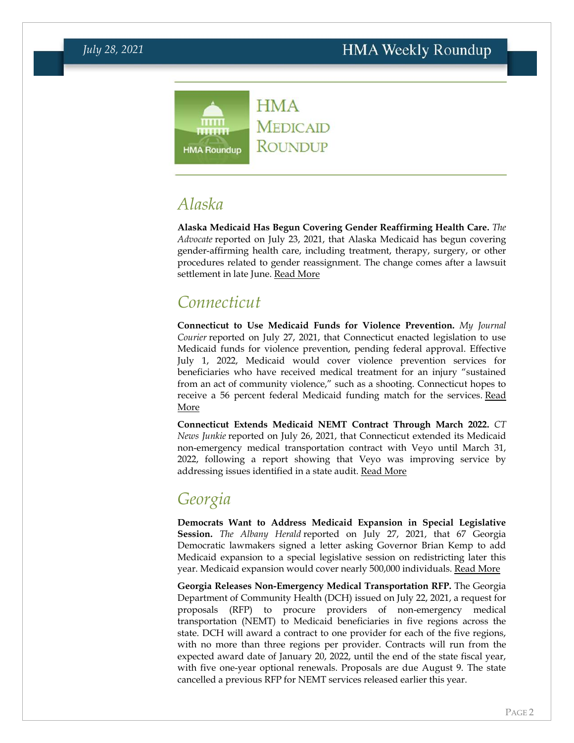# HMA Medicaid Roundup

## Alaska

**Alaska Medicaid Has Begun Covering Gender Reaffirming Health Care.** *The Advocate* reported on July 23, 2021, that Alaska Medicaid has begun covering gender-affirming health care, including treatment, therapy, surgery, or other procedures related to gender reassignment. The change comes after a lawsuit settlement in late June. Read More

## Connecticut

**Connecticut to Use Medicaid Funds for Violence Prevention.** *My Journal Courier* reported on July 27, 2021, that Connecticut enacted legislation to use Medicaid funds for violence prevention, pending federal approval. Effective July 1, 2022, Medicaid would cover violence prevention services for beneficiaries who have received medical treatment for an injury "sustained from an act of community violence," such as a shooting. Connecticut hopes to receive a 56 percent federal Medicaid funding match for the services. Read More

**Connecticut Extends Medicaid NEMT Contract Through March 2022.** *CT News Junkie* reported on July 26, 2021, that Connecticut extended its Medicaid non-emergency medical transportation contract with Veyo until March 31, 2022, following a report showing that Veyo was improving service by addressing issues identified in a state audit. Read More

## Georgia

**Democrats Want to Address Medicaid Expansion in Special Legislative Session.** *The Albany Herald* reported on July 27, 2021, that 67 Georgia Democratic lawmakers signed a letter asking Governor Brian Kemp to add Medicaid expansion to a special legislative session on redistricting later this year. Medicaid expansion would cover nearly 500,000 individuals. Read More

**Georgia Releases Non-Emergency Medical Transportation RFP.** The Georgia Department of Community Health (DCH) issued on July 22, 2021, a request for proposals (RFP) to procure providers of non-emergency medical transportation (NEMT) to Medicaid beneficiaries in five regions across the state. DCH will award a contract to one provider for each of the five regions, with no more than three regions per provider. Contracts will run from the expected award date of January 20, 2022, until the end of the state fiscal year, with five one-year optional renewals. Proposals are due August 9. The state cancelled a previous RFP for NEMT services released earlier this year.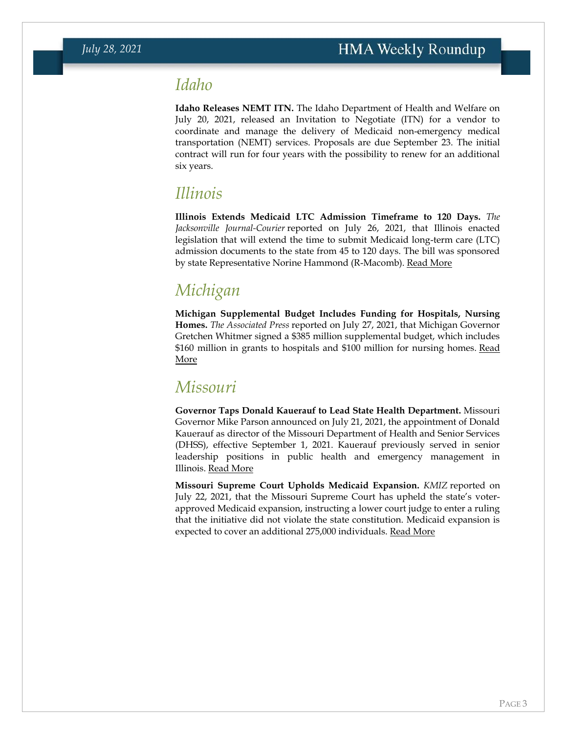## Idaho

**Idaho Releases NEMT ITN.** The Idaho Department of Health and Welfare on July 20, 2021, released an Invitation to Negotiate (ITN) for a vendor to coordinate and manage the delivery of Medicaid non-emergency medical transportation (NEMT) services. Proposals are due September 23. The initial contract will run for four years with the possibility to renew for an additional six years.

## Illinois

**Illinois Extends Medicaid LTC Admission Timeframe to 120 Days.** *The Jacksonville Journal-Courier* reported on July 26, 2021, that Illinois enacted legislation that will extend the time to submit Medicaid long-term care (LTC) admission documents to the state from 45 to 120 days. The bill was sponsored by state Representative Norine Hammond (R-Macomb). Read More

## Michigan

**Michigan Supplemental Budget Includes Funding for Hospitals, Nursing Homes.** *The Associated Press* reported on July 27, 2021, that Michigan Governor Gretchen Whitmer signed a $385 million supplemental budget, which includes $160 million in grants to hospitals and $100 million for nursing homes. Read More

## Missouri

**Governor Taps Donald Kauerauf to Lead State Health Department.** Missouri Governor Mike Parson announced on July 21, 2021, the appointment of Donald Kauerauf as director of the Missouri Department of Health and Senior Services (DHSS), effective September 1, 2021. Kauerauf previously served in senior leadership positions in public health and emergency management in Illinois. Read More

**Missouri Supreme Court Upholds Medicaid Expansion.** *KMIZ* reported on July 22, 2021, that the Missouri Supreme Court has upheld the state's voter-approved Medicaid expansion, instructing a lower court judge to enter a ruling that the initiative did not violate the state constitution. Medicaid expansion is expected to cover an additional 275,000 individuals. Read More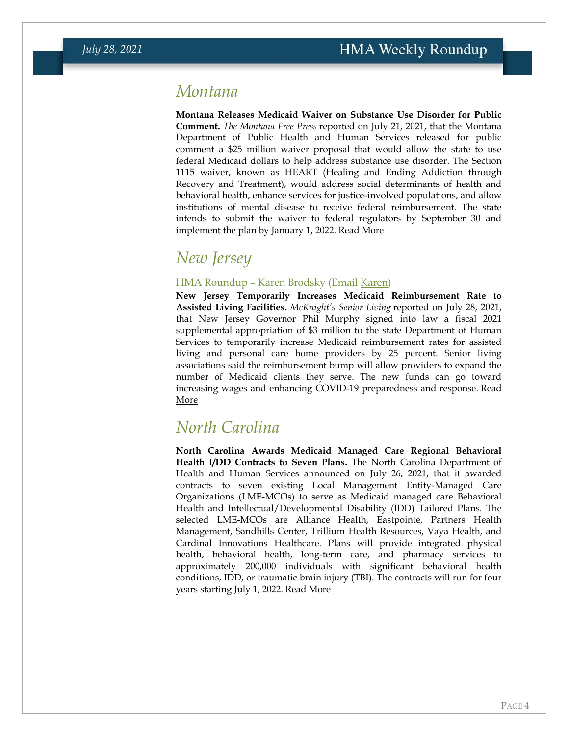# Montana

**Montana Releases Medicaid Waiver on Substance Use Disorder for Public Comment.** *The Montana Free Press* reported on July 21, 2021, that the Montana Department of Public Health and Human Services released for public comment a $25 million waiver proposal that would allow the state to use federal Medicaid dollars to help address substance use disorder. The Section 1115 waiver, known as HEART (Healing and Ending Addiction through Recovery and Treatment), would address social determinants of health and behavioral health, enhance services for justice-involved populations, and allow institutions of mental disease to receive federal reimbursement. The state intends to submit the waiver to federal regulators by September 30 and implement the plan by January 1, 2022. Read More

# New Jersey

### HMA Roundup – Karen Brodsky (Email Karen)

**New Jersey Temporarily Increases Medicaid Reimbursement Rate to Assisted Living Facilities.** *McKnight's Senior Living* reported on July 28, 2021, that New Jersey Governor Phil Murphy signed into law a fiscal 2021 supplemental appropriation of $3 million to the state Department of Human Services to temporarily increase Medicaid reimbursement rates for assisted living and personal care home providers by 25 percent. Senior living associations said the reimbursement bump will allow providers to expand the number of Medicaid clients they serve. The new funds can go toward increasing wages and enhancing COVID-19 preparedness and response. Read More

# North Carolina

**North Carolina Awards Medicaid Managed Care Regional Behavioral Health I/DD Contracts to Seven Plans.** The North Carolina Department of Health and Human Services announced on July 26, 2021, that it awarded contracts to seven existing Local Management Entity-Managed Care Organizations (LME-MCOs) to serve as Medicaid managed care Behavioral Health and Intellectual/Developmental Disability (IDD) Tailored Plans. The selected LME-MCOs are Alliance Health, Eastpointe, Partners Health Management, Sandhills Center, Trillium Health Resources, Vaya Health, and Cardinal Innovations Healthcare. Plans will provide integrated physical health, behavioral health, long-term care, and pharmacy services to approximately 200,000 individuals with significant behavioral health conditions, IDD, or traumatic brain injury (TBI). The contracts will run for four years starting July 1, 2022. Read More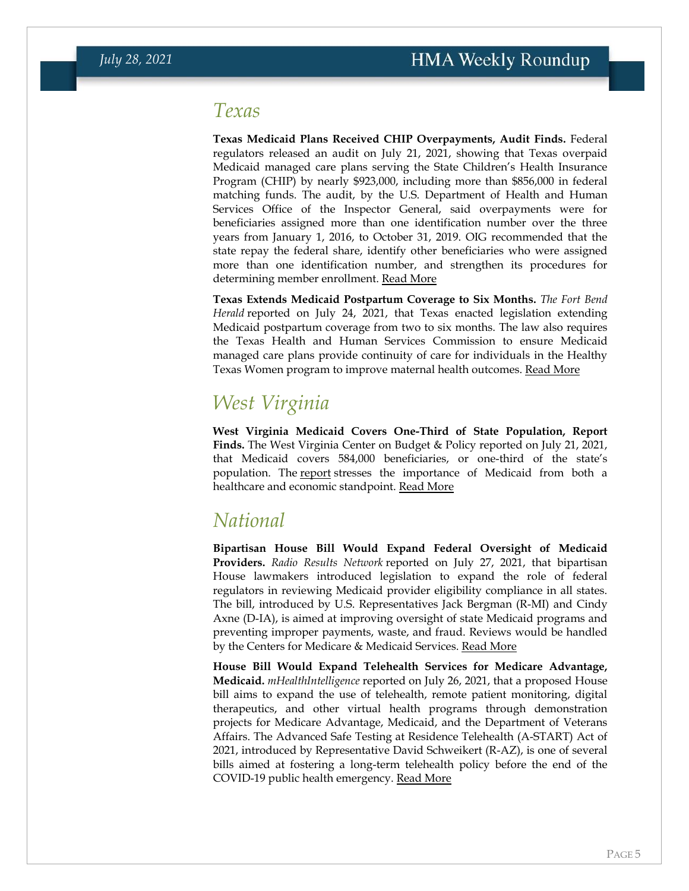## Texas

**Texas Medicaid Plans Received CHIP Overpayments, Audit Finds.** Federal regulators released an audit on July 21, 2021, showing that Texas overpaid Medicaid managed care plans serving the State Children's Health Insurance Program (CHIP) by nearly $923,000, including more than $856,000 in federal matching funds. The audit, by the U.S. Department of Health and Human Services Office of the Inspector General, said overpayments were for beneficiaries assigned more than one identification number over the three years from January 1, 2016, to October 31, 2019. OIG recommended that the state repay the federal share, identify other beneficiaries who were assigned more than one identification number, and strengthen its procedures for determining member enrollment. Read More

**Texas Extends Medicaid Postpartum Coverage to Six Months.** *The Fort Bend Herald* reported on July 24, 2021, that Texas enacted legislation extending Medicaid postpartum coverage from two to six months. The law also requires the Texas Health and Human Services Commission to ensure Medicaid managed care plans provide continuity of care for individuals in the Healthy Texas Women program to improve maternal health outcomes. Read More

## West Virginia

**West Virginia Medicaid Covers One-Third of State Population, Report Finds.** The West Virginia Center on Budget & Policy reported on July 21, 2021, that Medicaid covers 584,000 beneficiaries, or one-third of the state's population. The report stresses the importance of Medicaid from both a healthcare and economic standpoint. Read More

## National

**Bipartisan House Bill Would Expand Federal Oversight of Medicaid Providers.** *Radio Results Network* reported on July 27, 2021, that bipartisan House lawmakers introduced legislation to expand the role of federal regulators in reviewing Medicaid provider eligibility compliance in all states. The bill, introduced by U.S. Representatives Jack Bergman (R-MI) and Cindy Axne (D-IA), is aimed at improving oversight of state Medicaid programs and preventing improper payments, waste, and fraud. Reviews would be handled by the Centers for Medicare & Medicaid Services. Read More

**House Bill Would Expand Telehealth Services for Medicare Advantage, Medicaid.** *mHealthIntelligence* reported on July 26, 2021, that a proposed House bill aims to expand the use of telehealth, remote patient monitoring, digital therapeutics, and other virtual health programs through demonstration projects for Medicare Advantage, Medicaid, and the Department of Veterans Affairs. The Advanced Safe Testing at Residence Telehealth (A-START) Act of 2021, introduced by Representative David Schweikert (R-AZ), is one of several bills aimed at fostering a long-term telehealth policy before the end of the COVID-19 public health emergency. Read More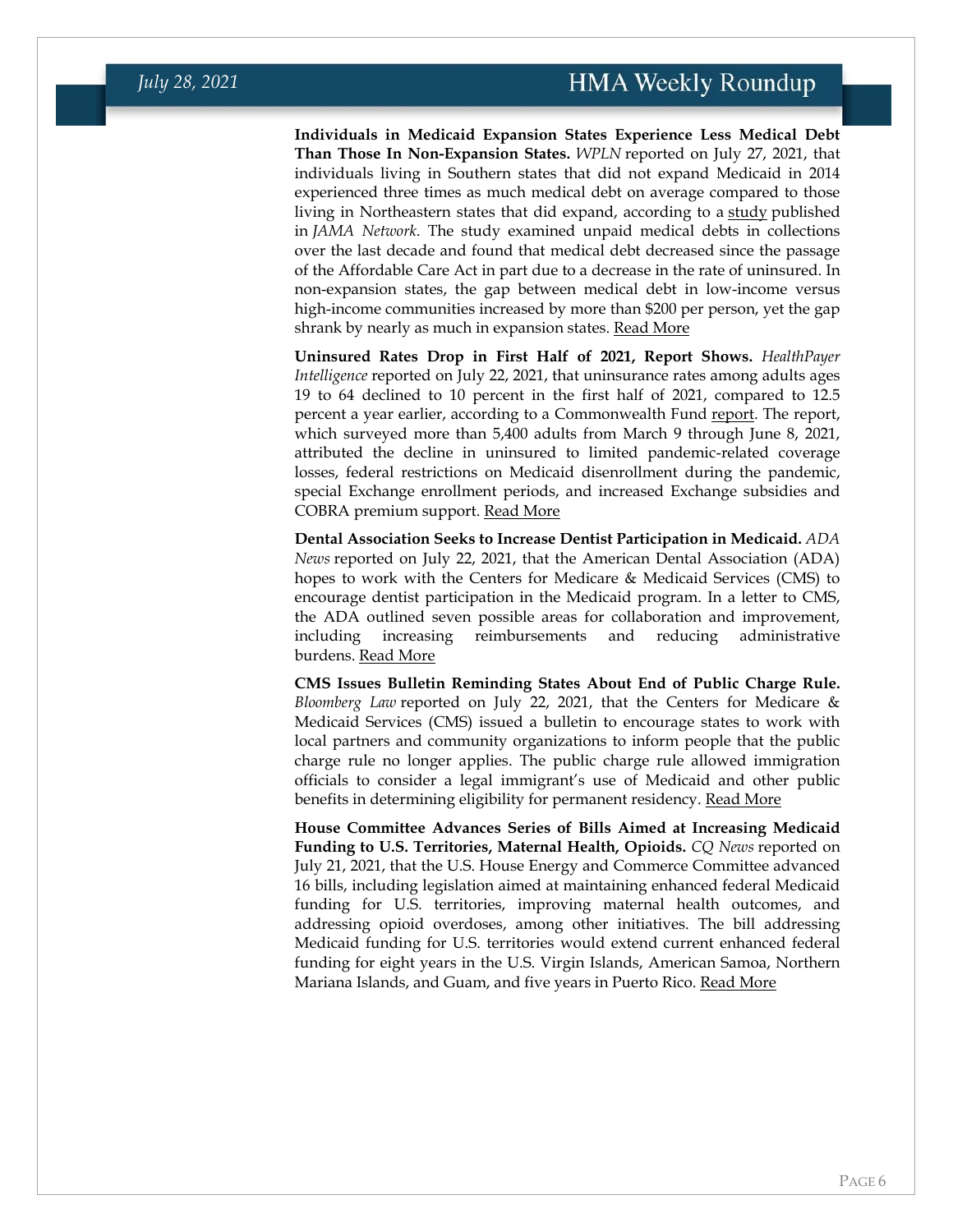**Individuals in Medicaid Expansion States Experience Less Medical Debt Than Those In Non-Expansion States.** *WPLN* reported on July 27, 2021, that individuals living in Southern states that did not expand Medicaid in 2014 experienced three times as much medical debt on average compared to those living in Northeastern states that did expand, according to a study published in *JAMA Network*. The study examined unpaid medical debts in collections over the last decade and found that medical debt decreased since the passage of the Affordable Care Act in part due to a decrease in the rate of uninsured. In non-expansion states, the gap between medical debt in low-income versus high-income communities increased by more than $200 per person, yet the gap shrank by nearly as much in expansion states. Read More

**Uninsured Rates Drop in First Half of 2021, Report Shows.** *HealthPayer Intelligence* reported on July 22, 2021, that uninsurance rates among adults ages 19 to 64 declined to 10 percent in the first half of 2021, compared to 12.5 percent a year earlier, according to a Commonwealth Fund report. The report, which surveyed more than 5,400 adults from March 9 through June 8, 2021, attributed the decline in uninsured to limited pandemic-related coverage losses, federal restrictions on Medicaid disenrollment during the pandemic, special Exchange enrollment periods, and increased Exchange subsidies and COBRA premium support. Read More

**Dental Association Seeks to Increase Dentist Participation in Medicaid.** *ADA News* reported on July 22, 2021, that the American Dental Association (ADA) hopes to work with the Centers for Medicare & Medicaid Services (CMS) to encourage dentist participation in the Medicaid program. In a letter to CMS, the ADA outlined seven possible areas for collaboration and improvement, including increasing reimbursements and reducing administrative burdens. Read More

**CMS Issues Bulletin Reminding States About End of Public Charge Rule.** *Bloomberg Law* reported on July 22, 2021, that the Centers for Medicare & Medicaid Services (CMS) issued a bulletin to encourage states to work with local partners and community organizations to inform people that the public charge rule no longer applies. The public charge rule allowed immigration officials to consider a legal immigrant's use of Medicaid and other public benefits in determining eligibility for permanent residency. Read More

**House Committee Advances Series of Bills Aimed at Increasing Medicaid Funding to U.S. Territories, Maternal Health, Opioids.** *CQ News* reported on July 21, 2021, that the U.S. House Energy and Commerce Committee advanced 16 bills, including legislation aimed at maintaining enhanced federal Medicaid funding for U.S. territories, improving maternal health outcomes, and addressing opioid overdoses, among other initiatives. The bill addressing Medicaid funding for U.S. territories would extend current enhanced federal funding for eight years in the U.S. Virgin Islands, American Samoa, Northern Mariana Islands, and Guam, and five years in Puerto Rico. Read More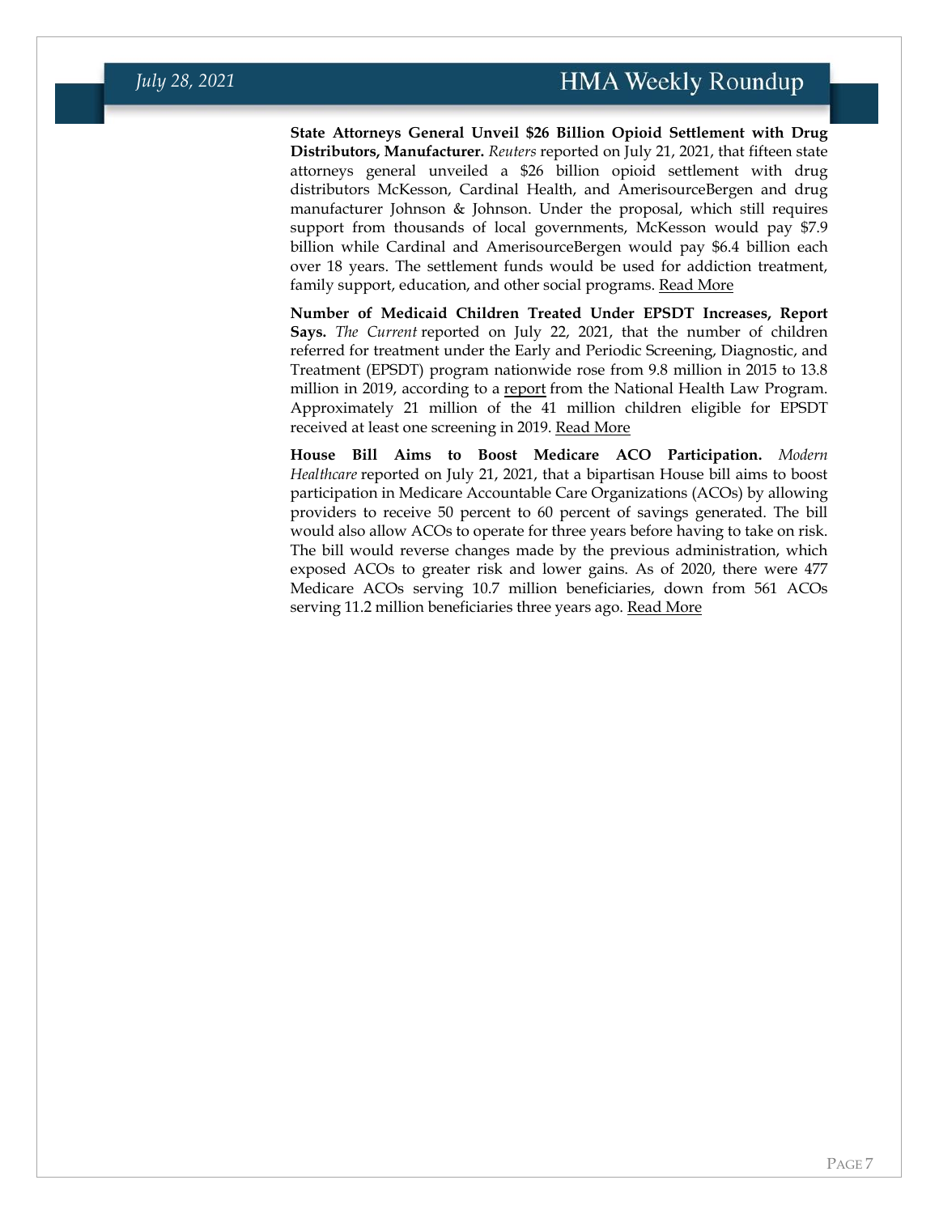**State Attorneys General Unveil $26 Billion Opioid Settlement with Drug Distributors, Manufacturer.** *Reuters* reported on July 21, 2021, that fifteen state attorneys general unveiled a $26 billion opioid settlement with drug distributors McKesson, Cardinal Health, and AmerisourceBergen and drug manufacturer Johnson & Johnson. Under the proposal, which still requires support from thousands of local governments, McKesson would pay $7.9 billion while Cardinal and AmerisourceBergen would pay $6.4 billion each over 18 years. The settlement funds would be used for addiction treatment, family support, education, and other social programs. Read More

**Number of Medicaid Children Treated Under EPSDT Increases, Report Says.** *The Current* reported on July 22, 2021, that the number of children referred for treatment under the Early and Periodic Screening, Diagnostic, and Treatment (EPSDT) program nationwide rose from 9.8 million in 2015 to 13.8 million in 2019, according to a report from the National Health Law Program. Approximately 21 million of the 41 million children eligible for EPSDT received at least one screening in 2019. Read More

**House Bill Aims to Boost Medicare ACO Participation.** *Modern Healthcare* reported on July 21, 2021, that a bipartisan House bill aims to boost participation in Medicare Accountable Care Organizations (ACOs) by allowing providers to receive 50 percent to 60 percent of savings generated. The bill would also allow ACOs to operate for three years before having to take on risk. The bill would reverse changes made by the previous administration, which exposed ACOs to greater risk and lower gains. As of 2020, there were 477 Medicare ACOs serving 10.7 million beneficiaries, down from 561 ACOs serving 11.2 million beneficiaries three years ago. Read More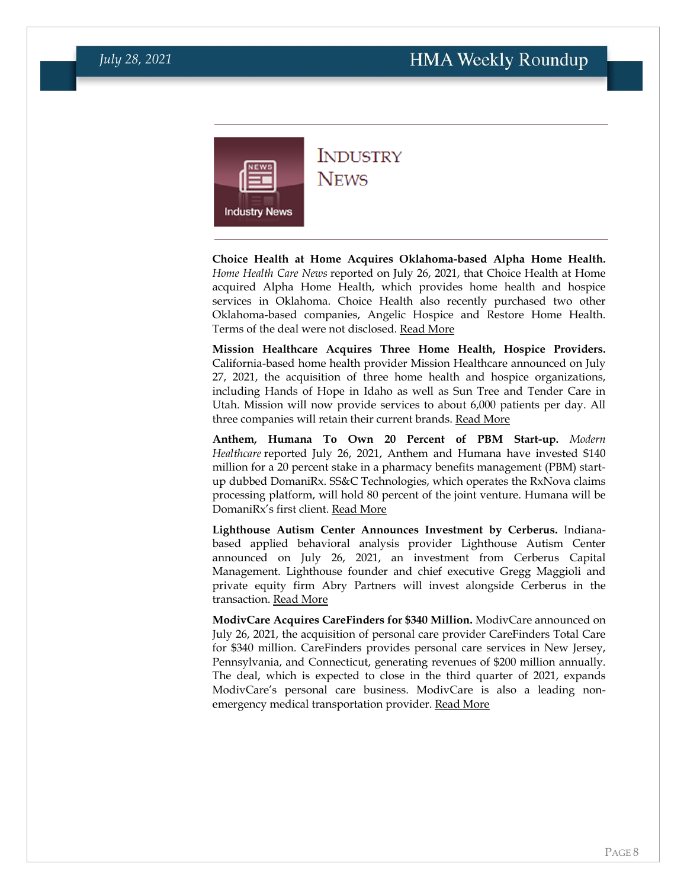# Industry News

**Choice Health at Home Acquires Oklahoma-based Alpha Home Health.** *Home Health Care News* reported on July 26, 2021, that Choice Health at Home acquired Alpha Home Health, which provides home health and hospice services in Oklahoma. Choice Health also recently purchased two other Oklahoma-based companies, Angelic Hospice and Restore Home Health. Terms of the deal were not disclosed. Read More

**Mission Healthcare Acquires Three Home Health, Hospice Providers.** California-based home health provider Mission Healthcare announced on July 27, 2021, the acquisition of three home health and hospice organizations, including Hands of Hope in Idaho as well as Sun Tree and Tender Care in Utah. Mission will now provide services to about 6,000 patients per day. All three companies will retain their current brands. Read More

**Anthem, Humana To Own 20 Percent of PBM Start-up.** *Modern Healthcare* reported July 26, 2021, Anthem and Humana have invested $140 million for a 20 percent stake in a pharmacy benefits management (PBM) start-up dubbed DomaniRx. SS&C Technologies, which operates the RxNova claims processing platform, will hold 80 percent of the joint venture. Humana will be DomaniRx's first client. Read More

**Lighthouse Autism Center Announces Investment by Cerberus.** Indiana-based applied behavioral analysis provider Lighthouse Autism Center announced on July 26, 2021, an investment from Cerberus Capital Management. Lighthouse founder and chief executive Gregg Maggioli and private equity firm Abry Partners will invest alongside Cerberus in the transaction. Read More

**ModivCare Acquires CareFinders for $340 Million.** ModivCare announced on July 26, 2021, the acquisition of personal care provider CareFinders Total Care for $340 million. CareFinders provides personal care services in New Jersey, Pennsylvania, and Connecticut, generating revenues of $200 million annually. The deal, which is expected to close in the third quarter of 2021, expands ModivCare's personal care business. ModivCare is also a leading non-emergency medical transportation provider. Read More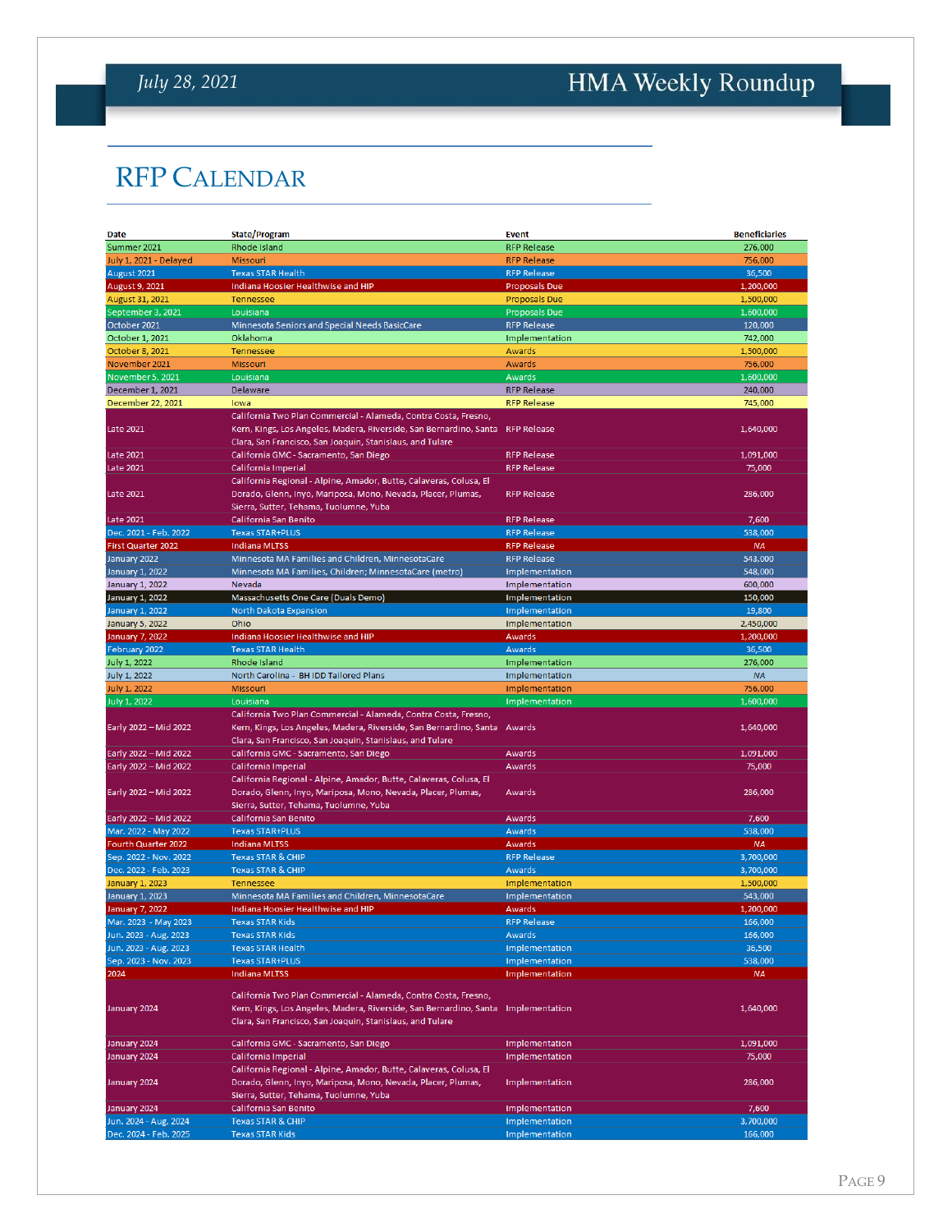# RFP Calendar

| Date | State/Program | Event | Beneficiaries |
|---|---|---|---|
| Summer 2021 | Rhode Island | RFP Release | 276,000 |
| July 1, 2021 - Delayed | Missouri | RFP Release | 756,000 |
| August 2021 | Texas STAR Health | RFP Release | 36,500 |
| August 9, 2021 | Indiana Hoosier Healthwise and HIP | Proposals Due | 1,200,000 |
| August 31, 2021 | Tennessee | Proposals Due | 1,500,000 |
| September 3, 2021 | Louisiana | Proposals Due | 1,600,000 |
| October 2021 | Minnesota Seniors and Special Needs BasicCare | RFP Release | 120,000 |
| October 1, 2021 | Oklahoma | Implementation | 742,000 |
| October 8, 2021 | Tennessee | Awards | 1,500,000 |
| November 2021 | Missouri | Awards | 756,000 |
| November 5, 2021 | Louisiana | Awards | 1,600,000 |
| December 1, 2021 | Delaware | RFP Release | 240,000 |
| December 22, 2021 | Iowa | RFP Release | 745,000 |
| Late 2021 | California Two Plan Commercial - Alameda, Contra Costa, Fresno, Kern, Kings, Los Angeles, Madera, Riverside, San Bernardino, Santa Clara, San Francisco, San Joaquin, Stanislaus, and Tulare | RFP Release | 1,640,000 |
| Late 2021 | California GMC - Sacramento, San Diego | RFP Release | 1,091,000 |
| Late 2021 | California Imperial | RFP Release | 75,000 |
| Late 2021 | California Regional - Alpine, Amador, Butte, Calaveras, Colusa, El Dorado, Glenn, Inyo, Mariposa, Mono, Nevada, Placer, Plumas, Sierra, Sutter, Tehama, Tuolumne, Yuba | RFP Release | 286,000 |
| Late 2021 | California San Benito | RFP Release | 7,600 |
| Dec. 2021 - Feb. 2022 | Texas STAR+PLUS | RFP Release | 538,000 |
| First Quarter 2022 | Indiana MLTSS | RFP Release | *NA* |
| January 2022 | Minnesota MA Families and Children, MinnesotaCare | RFP Release | 543,000 |
| January 1, 2022 | Minnesota MA Families, Children; MinnesotaCare (metro) | Implementation | 548,000 |
| January 1, 2022 | Nevada | Implementation | 600,000 |
| January 1, 2022 | Massachusetts One Care (Duals Demo) | Implementation | 150,000 |
| January 1, 2022 | North Dakota Expansion | Implementation | 19,800 |
| January 5, 2022 | Ohio | Implementation | 2,450,000 |
| January 7, 2022 | Indiana Hoosier Healthwise and HIP | Awards | 1,200,000 |
| February 2022 | Texas STAR Health | Awards | 36,500 |
| July 1, 2022 | Rhode Island | Implementation | 276,000 |
| July 1, 2022 | North Carolina - BH IDD Tailored Plans | Implementation | *NA* |
| July 1, 2022 | Missouri | Implementation | 756,000 |
| July 1, 2022 | Louisiana | Implementation | 1,600,000 |
| Early 2022 – Mid 2022 | California Two Plan Commercial - Alameda, Contra Costa, Fresno, Kern, Kings, Los Angeles, Madera, Riverside, San Bernardino, Santa Clara, San Francisco, San Joaquin, Stanislaus, and Tulare | Awards | 1,640,000 |
| Early 2022 – Mid 2022 | California GMC - Sacramento, San Diego | Awards | 1,091,000 |
| Early 2022 – Mid 2022 | California Imperial | Awards | 75,000 |
| Early 2022 – Mid 2022 | California Regional - Alpine, Amador, Butte, Calaveras, Colusa, El Dorado, Glenn, Inyo, Mariposa, Mono, Nevada, Placer, Plumas, Sierra, Sutter, Tehama, Tuolumne, Yuba | Awards | 286,000 |
| Early 2022 – Mid 2022 | California San Benito | Awards | 7,600 |
| Mar. 2022 - May 2022 | Texas STAR+PLUS | Awards | 538,000 |
| Fourth Quarter 2022 | Indiana MLTSS | Awards | *NA* |
| Sep. 2022 - Nov. 2022 | Texas STAR & CHIP | RFP Release | 3,700,000 |
| Dec. 2022 - Feb. 2023 | Texas STAR & CHIP | Awards | 3,700,000 |
| January 1, 2023 | Tennessee | Implementation | 1,500,000 |
| January 1, 2023 | Minnesota MA Families and Children, MinnesotaCare | Implementation | 543,000 |
| January 7, 2022 | Indiana Hoosier Healthwise and HIP | Awards | 1,200,000 |
| Mar. 2023 - May 2023 | Texas STAR Kids | RFP Release | 166,000 |
| Jun. 2023 - Aug. 2023 | Texas STAR Kids | Awards | 166,000 |
| Jun. 2023 - Aug. 2023 | Texas STAR Health | Implementation | 36,500 |
| Sep. 2023 - Nov. 2023 | Texas STAR+PLUS | Implementation | 538,000 |
| 2024 | Indiana MLTSS | Implementation | *NA* |
| January 2024 | California Two Plan Commercial - Alameda, Contra Costa, Fresno, Kern, Kings, Los Angeles, Madera, Riverside, San Bernardino, Santa Clara, San Francisco, San Joaquin, Stanislaus, and Tulare | Implementation | 1,640,000 |
| January 2024 | California GMC - Sacramento, San Diego | Implementation | 1,091,000 |
| January 2024 | California Imperial | Implementation | 75,000 |
| January 2024 | California Regional - Alpine, Amador, Butte, Calaveras, Colusa, El Dorado, Glenn, Inyo, Mariposa, Mono, Nevada, Placer, Plumas, Sierra, Sutter, Tehama, Tuolumne, Yuba | Implementation | 286,000 |
| January 2024 | California San Benito | Implementation | 7,600 |
| Jun. 2024 - Aug. 2024 | Texas STAR & CHIP | Implementation | 3,700,000 |
| Dec. 2024 - Feb. 2025 | Texas STAR Kids | Implementation | 166,000 |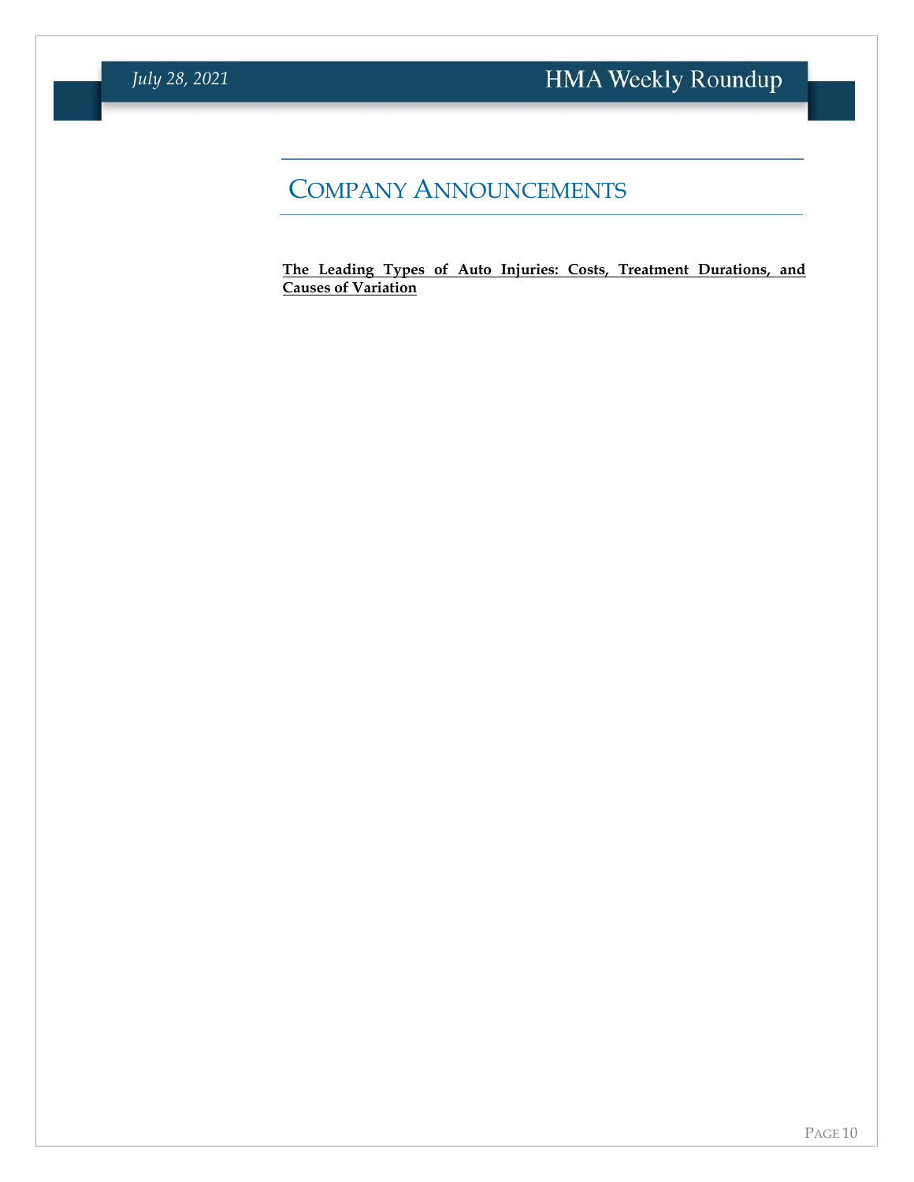# Company Announcements

**The Leading Types of Auto Injuries: Costs, Treatment Durations, and Causes of Variation**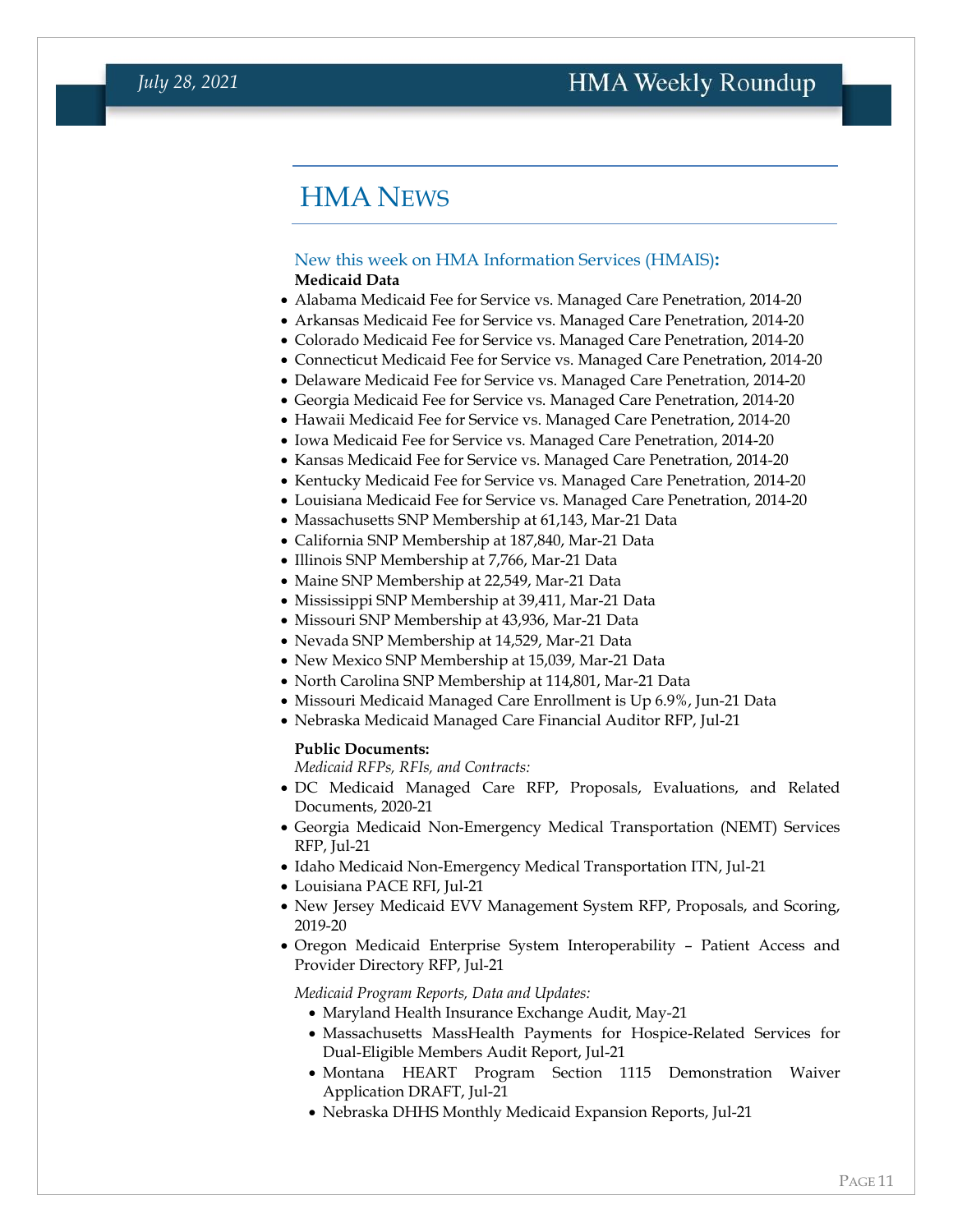# HMA NEWS

### New this week on HMA Information Services (HMAIS):

**Medicaid Data**

- Alabama Medicaid Fee for Service vs. Managed Care Penetration, 2014-20
- Arkansas Medicaid Fee for Service vs. Managed Care Penetration, 2014-20
- Colorado Medicaid Fee for Service vs. Managed Care Penetration, 2014-20
- Connecticut Medicaid Fee for Service vs. Managed Care Penetration, 2014-20
- Delaware Medicaid Fee for Service vs. Managed Care Penetration, 2014-20
- Georgia Medicaid Fee for Service vs. Managed Care Penetration, 2014-20
- Hawaii Medicaid Fee for Service vs. Managed Care Penetration, 2014-20
- Iowa Medicaid Fee for Service vs. Managed Care Penetration, 2014-20
- Kansas Medicaid Fee for Service vs. Managed Care Penetration, 2014-20
- Kentucky Medicaid Fee for Service vs. Managed Care Penetration, 2014-20
- Louisiana Medicaid Fee for Service vs. Managed Care Penetration, 2014-20
- Massachusetts SNP Membership at 61,143, Mar-21 Data
- California SNP Membership at 187,840, Mar-21 Data
- Illinois SNP Membership at 7,766, Mar-21 Data
- Maine SNP Membership at 22,549, Mar-21 Data
- Mississippi SNP Membership at 39,411, Mar-21 Data
- Missouri SNP Membership at 43,936, Mar-21 Data
- Nevada SNP Membership at 14,529, Mar-21 Data
- New Mexico SNP Membership at 15,039, Mar-21 Data
- North Carolina SNP Membership at 114,801, Mar-21 Data
- Missouri Medicaid Managed Care Enrollment is Up 6.9%, Jun-21 Data
- Nebraska Medicaid Managed Care Financial Auditor RFP, Jul-21

**Public Documents:**

*Medicaid RFPs, RFIs, and Contracts:*

- DC Medicaid Managed Care RFP, Proposals, Evaluations, and Related Documents, 2020-21
- Georgia Medicaid Non-Emergency Medical Transportation (NEMT) Services RFP, Jul-21
- Idaho Medicaid Non-Emergency Medical Transportation ITN, Jul-21
- Louisiana PACE RFI, Jul-21
- New Jersey Medicaid EVV Management System RFP, Proposals, and Scoring, 2019-20
- Oregon Medicaid Enterprise System Interoperability – Patient Access and Provider Directory RFP, Jul-21

*Medicaid Program Reports, Data and Updates:*

- Maryland Health Insurance Exchange Audit, May-21
- Massachusetts MassHealth Payments for Hospice-Related Services for Dual-Eligible Members Audit Report, Jul-21
- Montana HEART Program Section 1115 Demonstration Waiver Application DRAFT, Jul-21
- Nebraska DHHS Monthly Medicaid Expansion Reports, Jul-21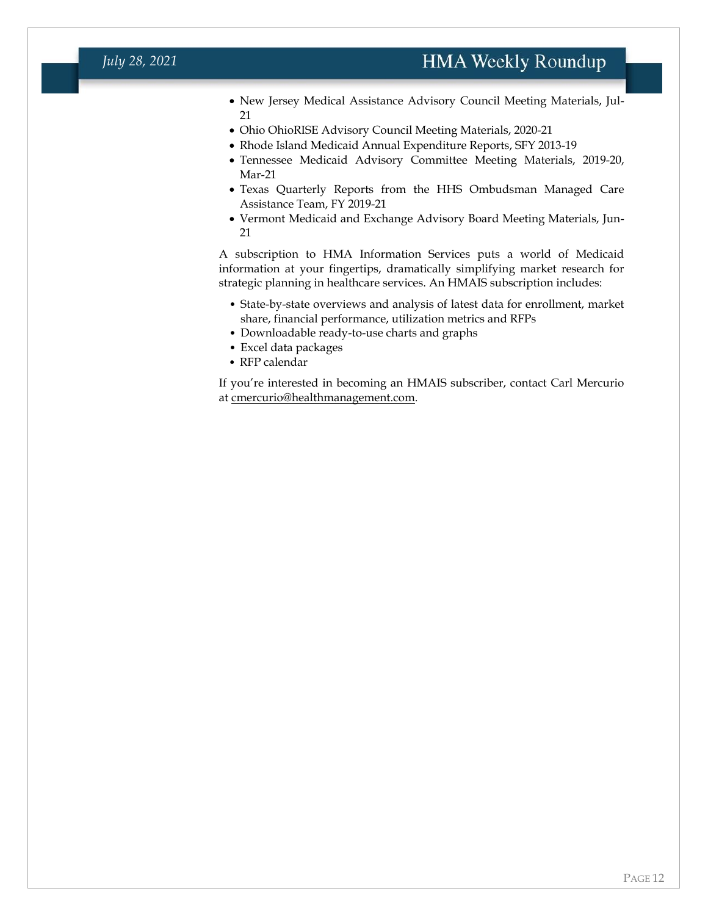- New Jersey Medical Assistance Advisory Council Meeting Materials, Jul-21
- Ohio OhioRISE Advisory Council Meeting Materials, 2020-21
- Rhode Island Medicaid Annual Expenditure Reports, SFY 2013-19
- Tennessee Medicaid Advisory Committee Meeting Materials, 2019-20, Mar-21
- Texas Quarterly Reports from the HHS Ombudsman Managed Care Assistance Team, FY 2019-21
- Vermont Medicaid and Exchange Advisory Board Meeting Materials, Jun-21

A subscription to HMA Information Services puts a world of Medicaid information at your fingertips, dramatically simplifying market research for strategic planning in healthcare services. An HMAIS subscription includes:

- State-by-state overviews and analysis of latest data for enrollment, market share, financial performance, utilization metrics and RFPs
- Downloadable ready-to-use charts and graphs
- Excel data packages
- RFP calendar

If you're interested in becoming an HMAIS subscriber, contact Carl Mercurio at cmercurio@healthmanagement.com.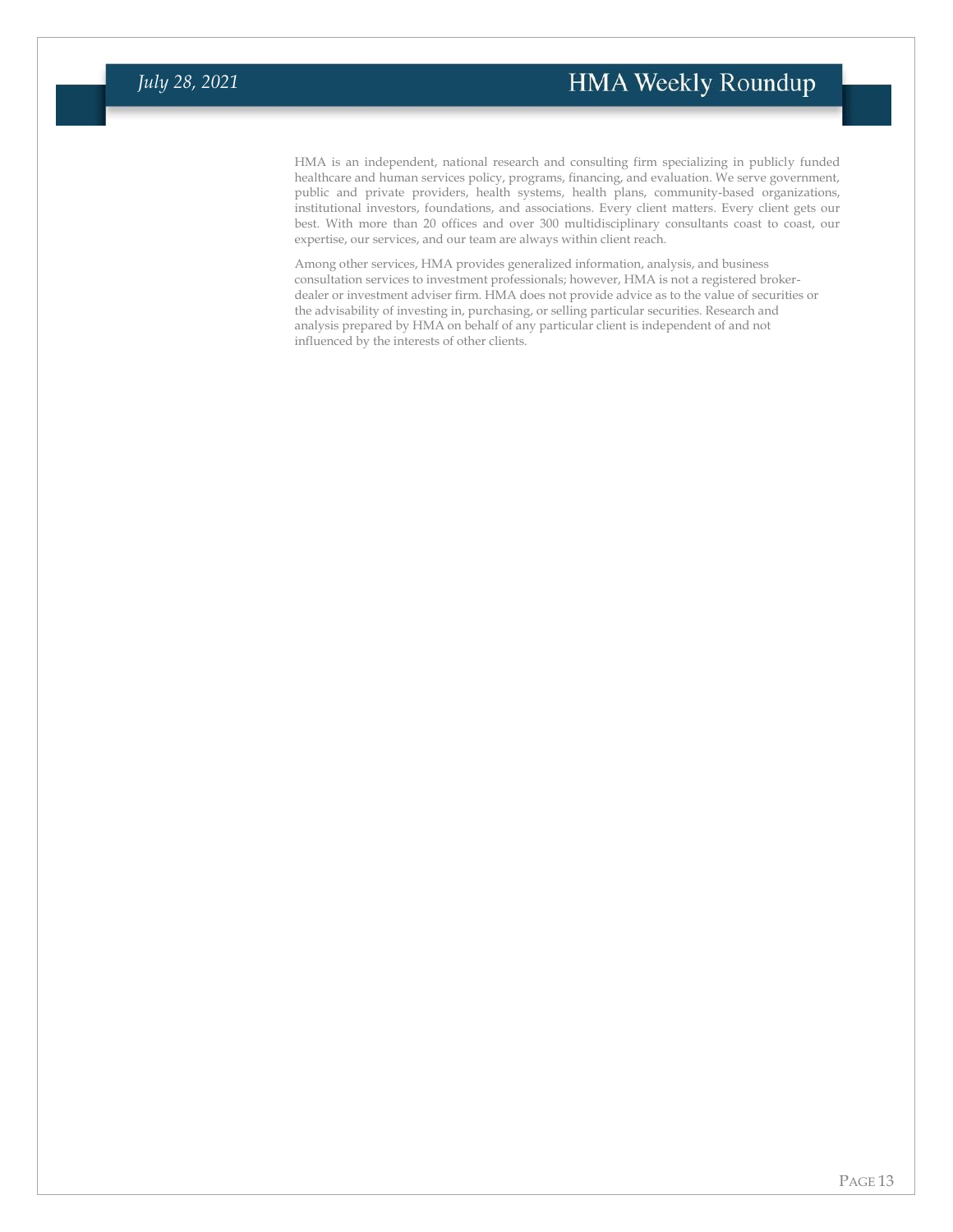HMA is an independent, national research and consulting firm specializing in publicly funded healthcare and human services policy, programs, financing, and evaluation. We serve government, public and private providers, health systems, health plans, community-based organizations, institutional investors, foundations, and associations. Every client matters. Every client gets our best. With more than 20 offices and over 300 multidisciplinary consultants coast to coast, our expertise, our services, and our team are always within client reach.

Among other services, HMA provides generalized information, analysis, and business consultation services to investment professionals; however, HMA is not a registered broker-dealer or investment adviser firm. HMA does not provide advice as to the value of securities or the advisability of investing in, purchasing, or selling particular securities. Research and analysis prepared by HMA on behalf of any particular client is independent of and not influenced by the interests of other clients.